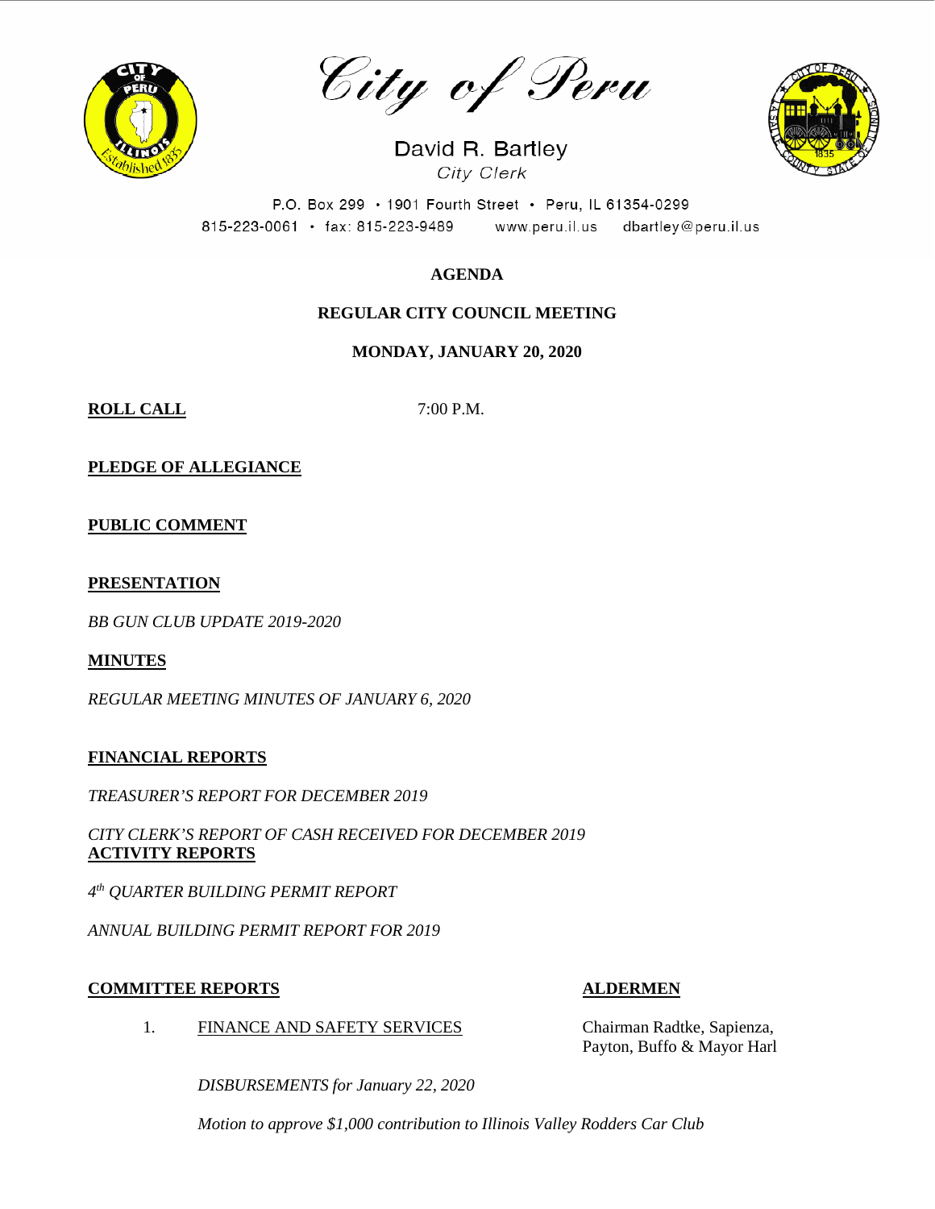# City of Peru

David R. Bartley
*City Clerk*

P.O. Box 299 • 1901 Fourth Street • Peru, IL 61354-0299
815-223-0061 • fax: 815-223-9489 www.peru.il.us dbartley@peru.il.us

**AGENDA**

**REGULAR CITY COUNCIL MEETING**

**MONDAY, JANUARY 20, 2020**

**ROLL CALL** 7:00 P.M.

**PLEDGE OF ALLEGIANCE**

**PUBLIC COMMENT**

**PRESENTATION**

*BB GUN CLUB UPDATE 2019-2020*

**MINUTES**

*REGULAR MEETING MINUTES OF JANUARY 6, 2020*

**FINANCIAL REPORTS**

*TREASURER'S REPORT FOR DECEMBER 2019*

*CITY CLERK'S REPORT OF CASH RECEIVED FOR DECEMBER 2019*

**ACTIVITY REPORTS**

*4th QUARTER BUILDING PERMIT REPORT*

*ANNUAL BUILDING PERMIT REPORT FOR 2019*

**COMMITTEE REPORTS** **ALDERMEN**

1. FINANCE AND SAFETY SERVICES — Chairman Radtke, Sapienza, Payton, Buffo & Mayor Harl

   *DISBURSEMENTS for January 22, 2020*

   *Motion to approve $1,000 contribution to Illinois Valley Rodders Car Club*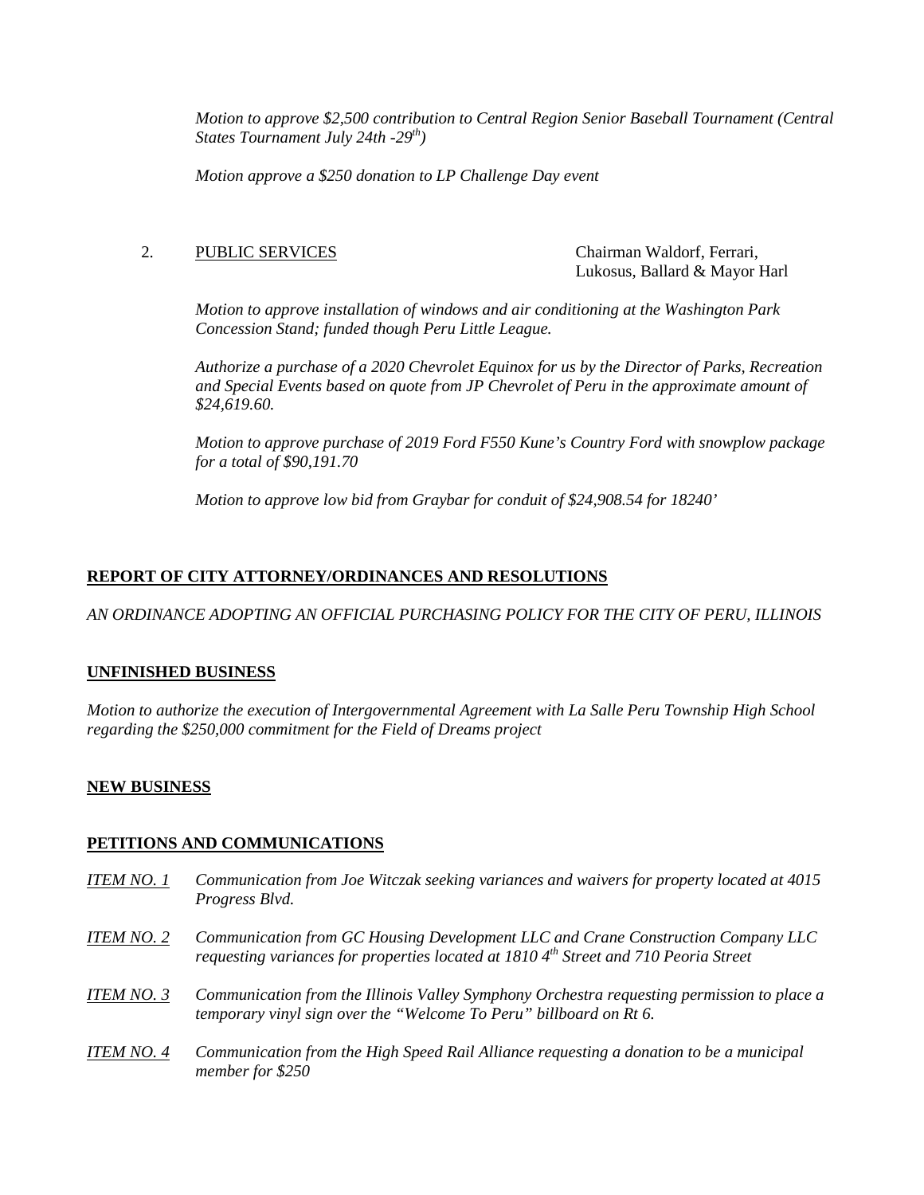*Motion to approve \$2,500 contribution to Central Region Senior Baseball Tournament (Central States Tournament July 24th -29th)*

*Motion approve a \$250 donation to LP Challenge Day event*

2. PUBLIC SERVICES — Chairman Waldorf, Ferrari, Lukosus, Ballard & Mayor Harl

*Motion to approve installation of windows and air conditioning at the Washington Park Concession Stand; funded though Peru Little League.*

*Authorize a purchase of a 2020 Chevrolet Equinox for us by the Director of Parks, Recreation and Special Events based on quote from JP Chevrolet of Peru in the approximate amount of \$24,619.60.*

*Motion to approve purchase of 2019 Ford F550 Kune's Country Ford with snowplow package for a total of \$90,191.70*

*Motion to approve low bid from Graybar for conduit of \$24,908.54 for 18240'*

## REPORT OF CITY ATTORNEY/ORDINANCES AND RESOLUTIONS

*AN ORDINANCE ADOPTING AN OFFICIAL PURCHASING POLICY FOR THE CITY OF PERU, ILLINOIS*

## UNFINISHED BUSINESS

*Motion to authorize the execution of Intergovernmental Agreement with La Salle Peru Township High School regarding the \$250,000 commitment for the Field of Dreams project*

## NEW BUSINESS

## PETITIONS AND COMMUNICATIONS

*ITEM NO. 1* *Communication from Joe Witczak seeking variances and waivers for property located at 4015 Progress Blvd.*

*ITEM NO. 2* *Communication from GC Housing Development LLC and Crane Construction Company LLC requesting variances for properties located at 1810 4th Street and 710 Peoria Street*

*ITEM NO. 3* *Communication from the Illinois Valley Symphony Orchestra requesting permission to place a temporary vinyl sign over the "Welcome To Peru" billboard on Rt 6.*

*ITEM NO. 4* *Communication from the High Speed Rail Alliance requesting a donation to be a municipal member for \$250*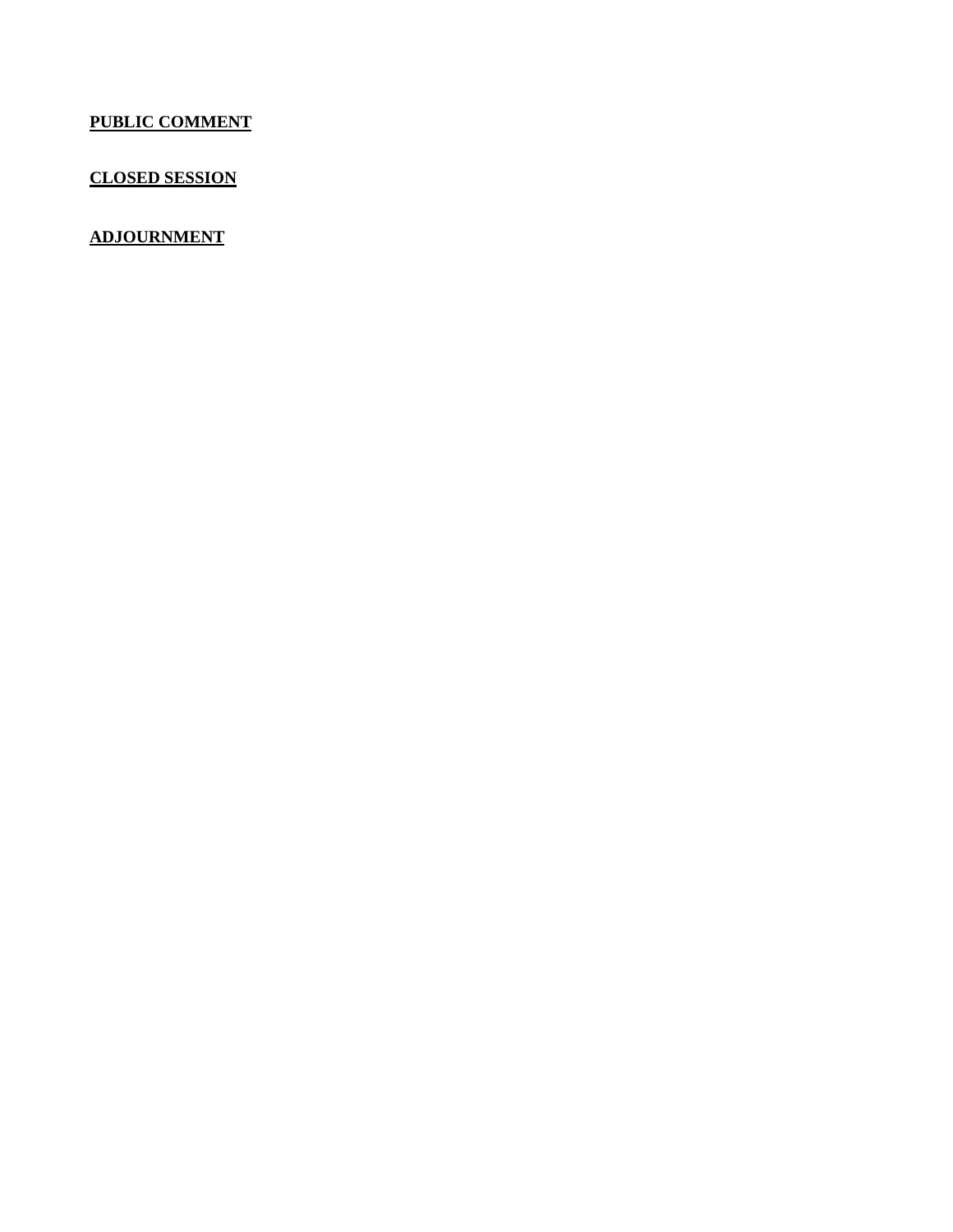**PUBLIC COMMENT**

**CLOSED SESSION**

**ADJOURNMENT**